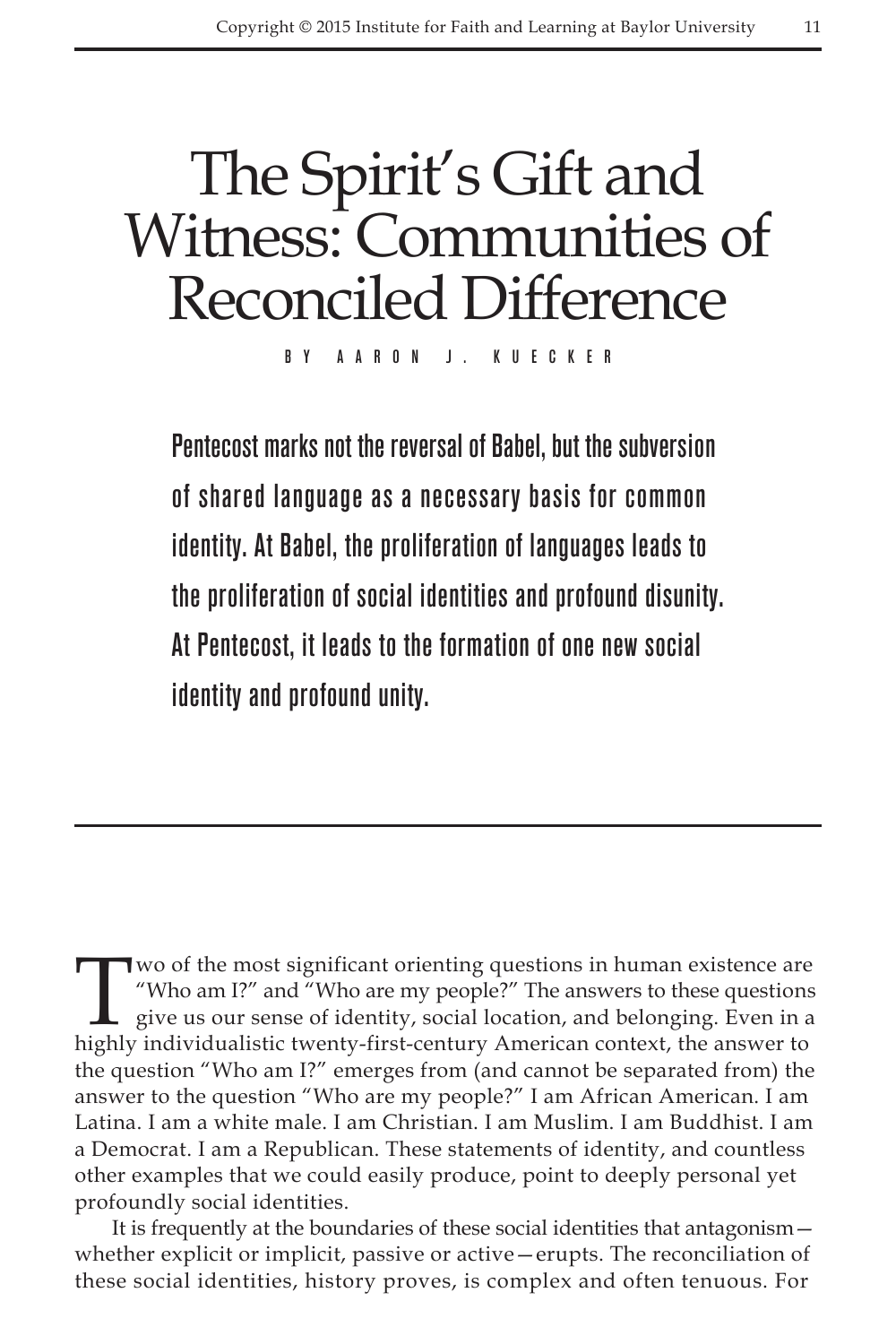# The Spirit's Gift and Witness: Communities of Reconciled Difference

BY AARON J. KUECKER

**Pentecost marks not the reversal of Babel, but the subversion of shared language as a necessary basis for common identity. At Babel, the proliferation of languages leads to the proliferation of social identities and profound disunity. At Pentecost, it leads to the formation of one new social identity and profound unity.**

---

Two of the most significant orienting questions in human existence are "Who am I?" and "Who are my people?" The answers to these questions give us our sense of identity, social location, and belonging. Even in a highly individualistic twenty-first-century American context, the answer to the question "Who am I?" emerges from (and cannot be separated from) the answer to the question "Who are my people?" I am African American. I am Latina. I am a white male. I am Christian. I am Muslim. I am Buddhist. I am a Democrat. I am a Republican. These statements of identity, and countless other examples that we could easily produce, point to deeply personal yet profoundly social identities.

It is frequently at the boundaries of these social identities that antagonism—whether explicit or implicit, passive or active—erupts. The reconciliation of these social identities, history proves, is complex and often tenuous. For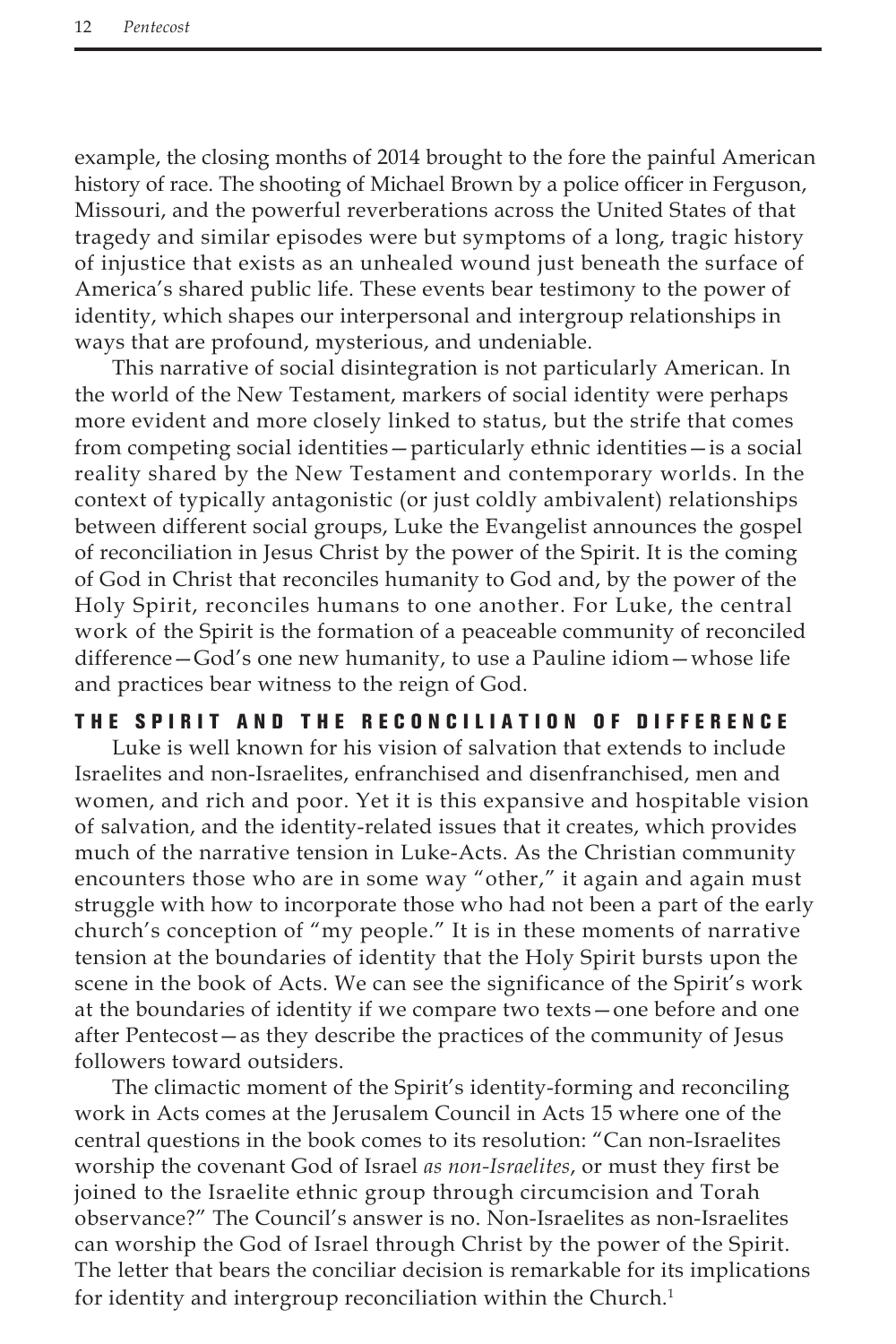example, the closing months of 2014 brought to the fore the painful American history of race. The shooting of Michael Brown by a police officer in Ferguson, Missouri, and the powerful reverberations across the United States of that tragedy and similar episodes were but symptoms of a long, tragic history of injustice that exists as an unhealed wound just beneath the surface of America's shared public life. These events bear testimony to the power of identity, which shapes our interpersonal and intergroup relationships in ways that are profound, mysterious, and undeniable.

This narrative of social disintegration is not particularly American. In the world of the New Testament, markers of social identity were perhaps more evident and more closely linked to status, but the strife that comes from competing social identities—particularly ethnic identities—is a social reality shared by the New Testament and contemporary worlds. In the context of typically antagonistic (or just coldly ambivalent) relationships between different social groups, Luke the Evangelist announces the gospel of reconciliation in Jesus Christ by the power of the Spirit. It is the coming of God in Christ that reconciles humanity to God and, by the power of the Holy Spirit, reconciles humans to one another. For Luke, the central work of the Spirit is the formation of a peaceable community of reconciled difference—God's one new humanity, to use a Pauline idiom—whose life and practices bear witness to the reign of God.

## THE SPIRIT AND THE RECONCILIATION OF DIFFERENCE

Luke is well known for his vision of salvation that extends to include Israelites and non-Israelites, enfranchised and disenfranchised, men and women, and rich and poor. Yet it is this expansive and hospitable vision of salvation, and the identity-related issues that it creates, which provides much of the narrative tension in Luke-Acts. As the Christian community encounters those who are in some way "other," it again and again must struggle with how to incorporate those who had not been a part of the early church's conception of "my people." It is in these moments of narrative tension at the boundaries of identity that the Holy Spirit bursts upon the scene in the book of Acts. We can see the significance of the Spirit's work at the boundaries of identity if we compare two texts—one before and one after Pentecost—as they describe the practices of the community of Jesus followers toward outsiders.

The climactic moment of the Spirit's identity-forming and reconciling work in Acts comes at the Jerusalem Council in Acts 15 where one of the central questions in the book comes to its resolution: "Can non-Israelites worship the covenant God of Israel *as non-Israelites*, or must they first be joined to the Israelite ethnic group through circumcision and Torah observance?" The Council's answer is no. Non-Israelites as non-Israelites can worship the God of Israel through Christ by the power of the Spirit. The letter that bears the conciliar decision is remarkable for its implications for identity and intergroup reconciliation within the Church.[1]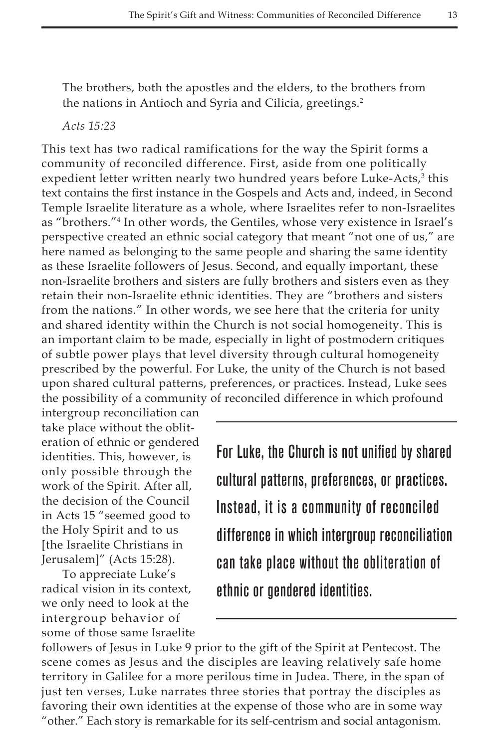> The brothers, both the apostles and the elders, to the brothers from the nations in Antioch and Syria and Cilicia, greetings.[2]
>
> *Acts 15:23*

This text has two radical ramifications for the way the Spirit forms a community of reconciled difference. First, aside from one politically expedient letter written nearly two hundred years before Luke-Acts,[3] this text contains the first instance in the Gospels and Acts and, indeed, in Second Temple Israelite literature as a whole, where Israelites refer to non-Israelites as "brothers."[4] In other words, the Gentiles, whose very existence in Israel's perspective created an ethnic social category that meant "not one of us," are here named as belonging to the same people and sharing the same identity as these Israelite followers of Jesus. Second, and equally important, these non-Israelite brothers and sisters are fully brothers and sisters even as they retain their non-Israelite ethnic identities. They are "brothers and sisters from the nations." In other words, we see here that the criteria for unity and shared identity within the Church is not social homogeneity. This is an important claim to be made, especially in light of postmodern critiques of subtle power plays that level diversity through cultural homogeneity prescribed by the powerful. For Luke, the unity of the Church is not based upon shared cultural patterns, preferences, or practices. Instead, Luke sees the possibility of a community of reconciled difference in which profound intergroup reconciliation can take place without the obliteration of ethnic or gendered identities. This, however, is only possible through the work of the Spirit. After all, the decision of the Council in Acts 15 "seemed good to the Holy Spirit and to us [the Israelite Christians in Jerusalem]" (Acts 15:28).

> **For Luke, the Church is not unified by shared cultural patterns, preferences, or practices. Instead, it is a community of reconciled difference in which intergroup reconciliation can take place without the obliteration of ethnic or gendered identities.**

To appreciate Luke's radical vision in its context, we only need to look at the intergroup behavior of some of those same Israelite followers of Jesus in Luke 9 prior to the gift of the Spirit at Pentecost. The scene comes as Jesus and the disciples are leaving relatively safe home territory in Galilee for a more perilous time in Judea. There, in the span of just ten verses, Luke narrates three stories that portray the disciples as favoring their own identities at the expense of those who are in some way "other." Each story is remarkable for its self-centrism and social antagonism.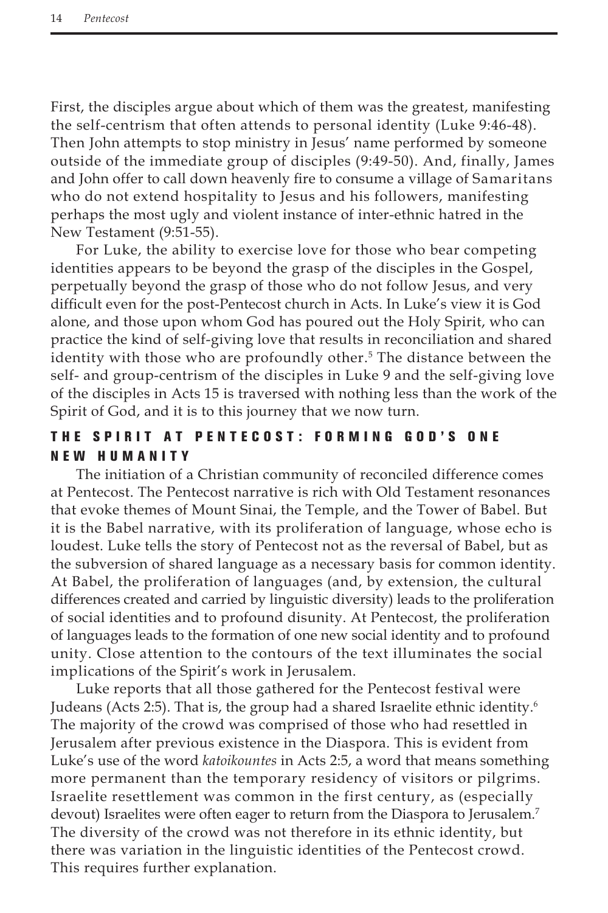First, the disciples argue about which of them was the greatest, manifesting the self-centrism that often attends to personal identity (Luke 9:46-48). Then John attempts to stop ministry in Jesus' name performed by someone outside of the immediate group of disciples (9:49-50). And, finally, James and John offer to call down heavenly fire to consume a village of Samaritans who do not extend hospitality to Jesus and his followers, manifesting perhaps the most ugly and violent instance of inter-ethnic hatred in the New Testament (9:51-55).

For Luke, the ability to exercise love for those who bear competing identities appears to be beyond the grasp of the disciples in the Gospel, perpetually beyond the grasp of those who do not follow Jesus, and very difficult even for the post-Pentecost church in Acts. In Luke's view it is God alone, and those upon whom God has poured out the Holy Spirit, who can practice the kind of self-giving love that results in reconciliation and shared identity with those who are profoundly other.[5] The distance between the self- and group-centrism of the disciples in Luke 9 and the self-giving love of the disciples in Acts 15 is traversed with nothing less than the work of the Spirit of God, and it is to this journey that we now turn.

## THE SPIRIT AT PENTECOST: FORMING GOD'S ONE NEW HUMANITY

The initiation of a Christian community of reconciled difference comes at Pentecost. The Pentecost narrative is rich with Old Testament resonances that evoke themes of Mount Sinai, the Temple, and the Tower of Babel. But it is the Babel narrative, with its proliferation of language, whose echo is loudest. Luke tells the story of Pentecost not as the reversal of Babel, but as the subversion of shared language as a necessary basis for common identity. At Babel, the proliferation of languages (and, by extension, the cultural differences created and carried by linguistic diversity) leads to the proliferation of social identities and to profound disunity. At Pentecost, the proliferation of languages leads to the formation of one new social identity and to profound unity. Close attention to the contours of the text illuminates the social implications of the Spirit's work in Jerusalem.

Luke reports that all those gathered for the Pentecost festival were Judeans (Acts 2:5). That is, the group had a shared Israelite ethnic identity.[6] The majority of the crowd was comprised of those who had resettled in Jerusalem after previous existence in the Diaspora. This is evident from Luke's use of the word *katoikountes* in Acts 2:5, a word that means something more permanent than the temporary residency of visitors or pilgrims. Israelite resettlement was common in the first century, as (especially devout) Israelites were often eager to return from the Diaspora to Jerusalem.[7] The diversity of the crowd was not therefore in its ethnic identity, but there was variation in the linguistic identities of the Pentecost crowd. This requires further explanation.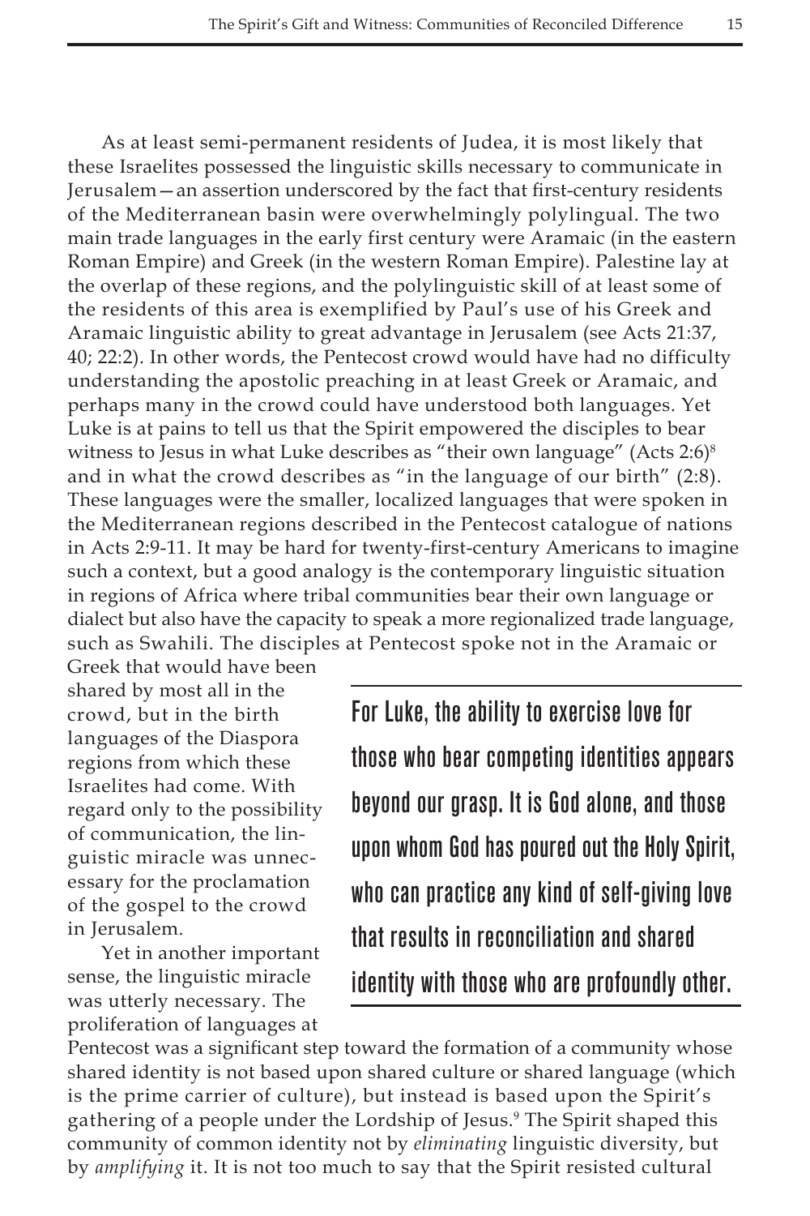As at least semi-permanent residents of Judea, it is most likely that these Israelites possessed the linguistic skills necessary to communicate in Jerusalem—an assertion underscored by the fact that first-century residents of the Mediterranean basin were overwhelmingly polylingual. The two main trade languages in the early first century were Aramaic (in the eastern Roman Empire) and Greek (in the western Roman Empire). Palestine lay at the overlap of these regions, and the polylinguistic skill of at least some of the residents of this area is exemplified by Paul's use of his Greek and Aramaic linguistic ability to great advantage in Jerusalem (see Acts 21:37, 40; 22:2). In other words, the Pentecost crowd would have had no difficulty understanding the apostolic preaching in at least Greek or Aramaic, and perhaps many in the crowd could have understood both languages. Yet Luke is at pains to tell us that the Spirit empowered the disciples to bear witness to Jesus in what Luke describes as "their own language" (Acts 2:6)[8] and in what the crowd describes as "in the language of our birth" (2:8). These languages were the smaller, localized languages that were spoken in the Mediterranean regions described in the Pentecost catalogue of nations in Acts 2:9-11. It may be hard for twenty-first-century Americans to imagine such a context, but a good analogy is the contemporary linguistic situation in regions of Africa where tribal communities bear their own language or dialect but also have the capacity to speak a more regionalized trade language, such as Swahili. The disciples at Pentecost spoke not in the Aramaic or Greek that would have been shared by most all in the crowd, but in the birth languages of the Diaspora regions from which these Israelites had come. With regard only to the possibility of communication, the linguistic miracle was unnecessary for the proclamation of the gospel to the crowd in Jerusalem.

> For Luke, the ability to exercise love for those who bear competing identities appears beyond our grasp. It is God alone, and those upon whom God has poured out the Holy Spirit, who can practice any kind of self-giving love that results in reconciliation and shared identity with those who are profoundly other.

Yet in another important sense, the linguistic miracle was utterly necessary. The proliferation of languages at Pentecost was a significant step toward the formation of a community whose shared identity is not based upon shared culture or shared language (which is the prime carrier of culture), but instead is based upon the Spirit's gathering of a people under the Lordship of Jesus.[9] The Spirit shaped this community of common identity not by *eliminating* linguistic diversity, but by *amplifying* it. It is not too much to say that the Spirit resisted cultural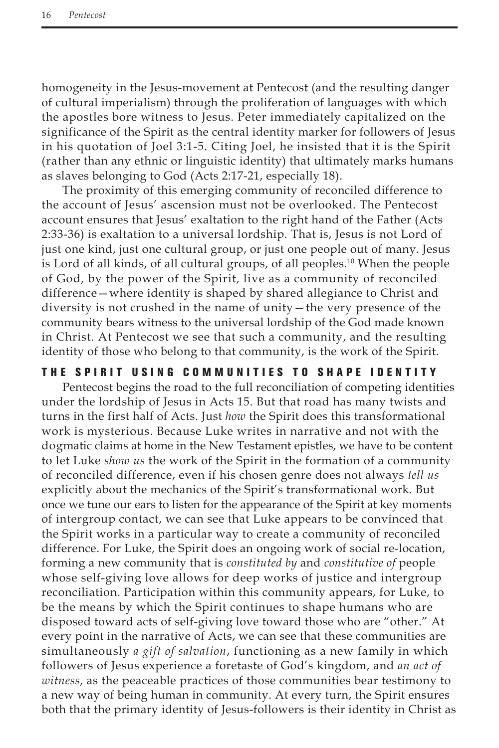homogeneity in the Jesus-movement at Pentecost (and the resulting danger of cultural imperialism) through the proliferation of languages with which the apostles bore witness to Jesus. Peter immediately capitalized on the significance of the Spirit as the central identity marker for followers of Jesus in his quotation of Joel 3:1-5. Citing Joel, he insisted that it is the Spirit (rather than any ethnic or linguistic identity) that ultimately marks humans as slaves belonging to God (Acts 2:17-21, especially 18).

The proximity of this emerging community of reconciled difference to the account of Jesus' ascension must not be overlooked. The Pentecost account ensures that Jesus' exaltation to the right hand of the Father (Acts 2:33-36) is exaltation to a universal lordship. That is, Jesus is not Lord of just one kind, just one cultural group, or just one people out of many. Jesus is Lord of all kinds, of all cultural groups, of all peoples.[10] When the people of God, by the power of the Spirit, live as a community of reconciled difference—where identity is shaped by shared allegiance to Christ and diversity is not crushed in the name of unity—the very presence of the community bears witness to the universal lordship of the God made known in Christ. At Pentecost we see that such a community, and the resulting identity of those who belong to that community, is the work of the Spirit.

## THE SPIRIT USING COMMUNITIES TO SHAPE IDENTITY

Pentecost begins the road to the full reconciliation of competing identities under the lordship of Jesus in Acts 15. But that road has many twists and turns in the first half of Acts. Just *how* the Spirit does this transformational work is mysterious. Because Luke writes in narrative and not with the dogmatic claims at home in the New Testament epistles, we have to be content to let Luke *show us* the work of the Spirit in the formation of a community of reconciled difference, even if his chosen genre does not always *tell us* explicitly about the mechanics of the Spirit's transformational work. But once we tune our ears to listen for the appearance of the Spirit at key moments of intergroup contact, we can see that Luke appears to be convinced that the Spirit works in a particular way to create a community of reconciled difference. For Luke, the Spirit does an ongoing work of social re-location, forming a new community that is *constituted by* and *constitutive of* people whose self-giving love allows for deep works of justice and intergroup reconciliation. Participation within this community appears, for Luke, to be the means by which the Spirit continues to shape humans who are disposed toward acts of self-giving love toward those who are "other." At every point in the narrative of Acts, we can see that these communities are simultaneously *a gift of salvation*, functioning as a new family in which followers of Jesus experience a foretaste of God's kingdom, and *an act of witness*, as the peaceable practices of those communities bear testimony to a new way of being human in community. At every turn, the Spirit ensures both that the primary identity of Jesus-followers is their identity in Christ as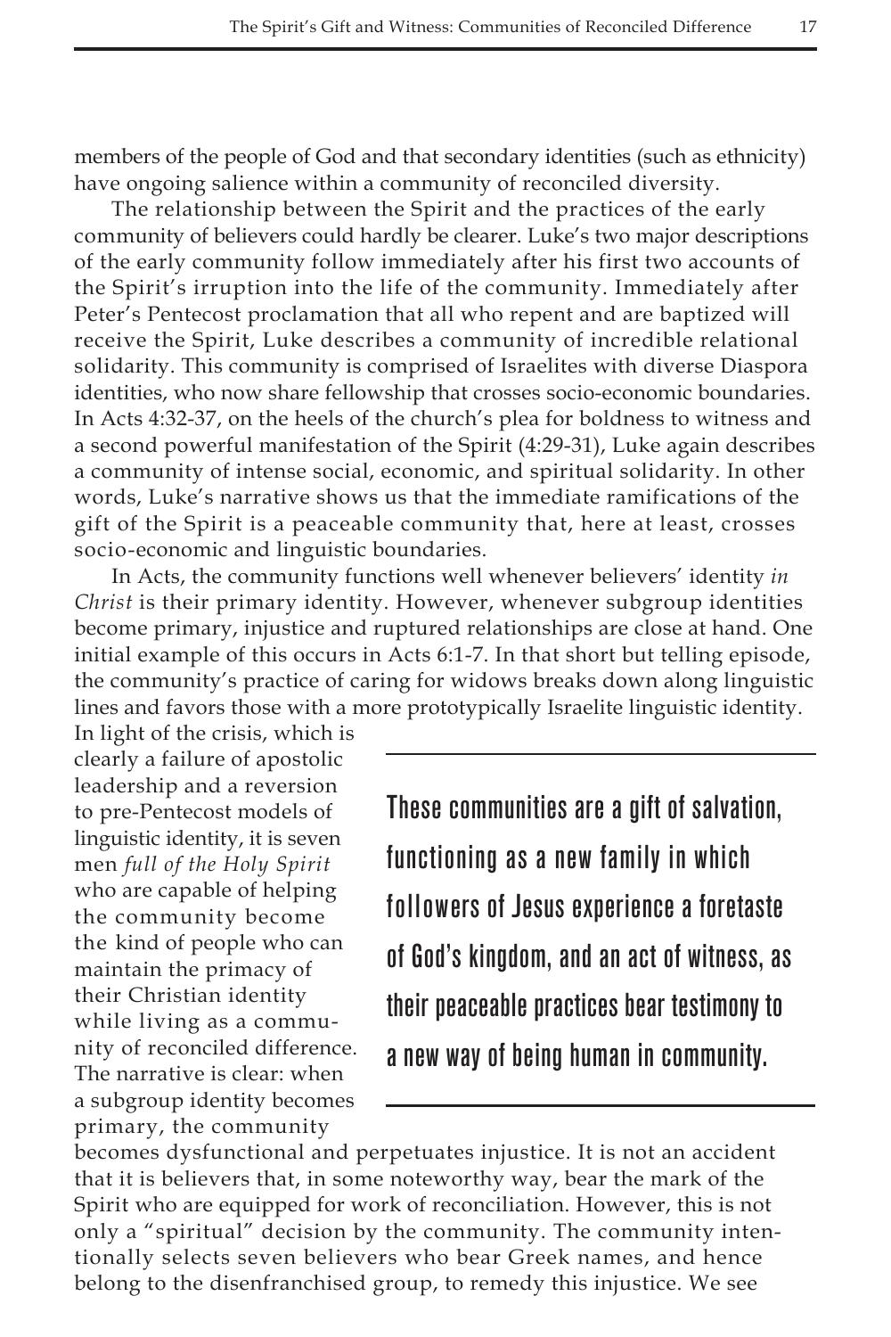members of the people of God and that secondary identities (such as ethnicity) have ongoing salience within a community of reconciled diversity.

The relationship between the Spirit and the practices of the early community of believers could hardly be clearer. Luke's two major descriptions of the early community follow immediately after his first two accounts of the Spirit's irruption into the life of the community. Immediately after Peter's Pentecost proclamation that all who repent and are baptized will receive the Spirit, Luke describes a community of incredible relational solidarity. This community is comprised of Israelites with diverse Diaspora identities, who now share fellowship that crosses socio-economic boundaries. In Acts 4:32-37, on the heels of the church's plea for boldness to witness and a second powerful manifestation of the Spirit (4:29-31), Luke again describes a community of intense social, economic, and spiritual solidarity. In other words, Luke's narrative shows us that the immediate ramifications of the gift of the Spirit is a peaceable community that, here at least, crosses socio-economic and linguistic boundaries.

In Acts, the community functions well whenever believers' identity *in Christ* is their primary identity. However, whenever subgroup identities become primary, injustice and ruptured relationships are close at hand. One initial example of this occurs in Acts 6:1-7. In that short but telling episode, the community's practice of caring for widows breaks down along linguistic lines and favors those with a more prototypically Israelite linguistic identity. In light of the crisis, which is clearly a failure of apostolic leadership and a reversion to pre-Pentecost models of linguistic identity, it is seven men *full of the Holy Spirit* who are capable of helping the community become the kind of people who can maintain the primacy of their Christian identity while living as a community of reconciled difference. The narrative is clear: when a subgroup identity becomes primary, the community becomes dysfunctional and perpetuates injustice. It is not an accident that it is believers that, in some noteworthy way, bear the mark of the Spirit who are equipped for work of reconciliation. However, this is not only a "spiritual" decision by the community. The community intentionally selects seven believers who bear Greek names, and hence belong to the disenfranchised group, to remedy this injustice. We see

> These communities are a gift of salvation, functioning as a new family in which followers of Jesus experience a foretaste of God's kingdom, and an act of witness, as their peaceable practices bear testimony to a new way of being human in community.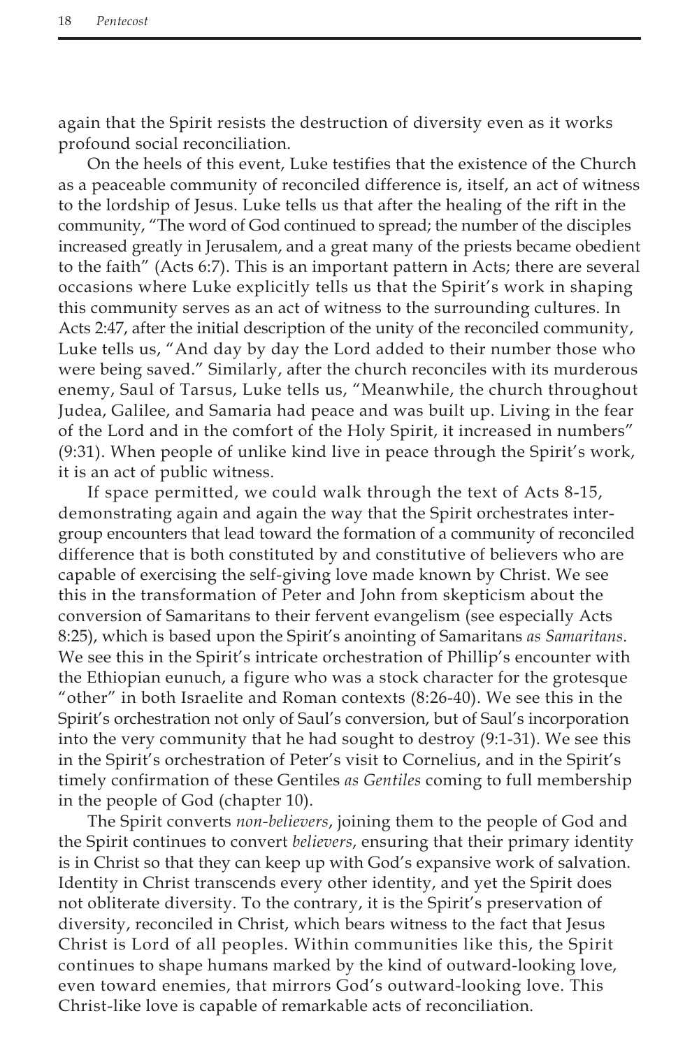again that the Spirit resists the destruction of diversity even as it works profound social reconciliation.

On the heels of this event, Luke testifies that the existence of the Church as a peaceable community of reconciled difference is, itself, an act of witness to the lordship of Jesus. Luke tells us that after the healing of the rift in the community, "The word of God continued to spread; the number of the disciples increased greatly in Jerusalem, and a great many of the priests became obedient to the faith" (Acts 6:7). This is an important pattern in Acts; there are several occasions where Luke explicitly tells us that the Spirit's work in shaping this community serves as an act of witness to the surrounding cultures. In Acts 2:47, after the initial description of the unity of the reconciled community, Luke tells us, "And day by day the Lord added to their number those who were being saved." Similarly, after the church reconciles with its murderous enemy, Saul of Tarsus, Luke tells us, "Meanwhile, the church throughout Judea, Galilee, and Samaria had peace and was built up. Living in the fear of the Lord and in the comfort of the Holy Spirit, it increased in numbers" (9:31). When people of unlike kind live in peace through the Spirit's work, it is an act of public witness.

If space permitted, we could walk through the text of Acts 8-15, demonstrating again and again the way that the Spirit orchestrates inter-group encounters that lead toward the formation of a community of reconciled difference that is both constituted by and constitutive of believers who are capable of exercising the self-giving love made known by Christ. We see this in the transformation of Peter and John from skepticism about the conversion of Samaritans to their fervent evangelism (see especially Acts 8:25), which is based upon the Spirit's anointing of Samaritans *as Samaritans*. We see this in the Spirit's intricate orchestration of Phillip's encounter with the Ethiopian eunuch, a figure who was a stock character for the grotesque "other" in both Israelite and Roman contexts (8:26-40). We see this in the Spirit's orchestration not only of Saul's conversion, but of Saul's incorporation into the very community that he had sought to destroy (9:1-31). We see this in the Spirit's orchestration of Peter's visit to Cornelius, and in the Spirit's timely confirmation of these Gentiles *as Gentiles* coming to full membership in the people of God (chapter 10).

The Spirit converts *non-believers*, joining them to the people of God and the Spirit continues to convert *believers*, ensuring that their primary identity is in Christ so that they can keep up with God's expansive work of salvation. Identity in Christ transcends every other identity, and yet the Spirit does not obliterate diversity. To the contrary, it is the Spirit's preservation of diversity, reconciled in Christ, which bears witness to the fact that Jesus Christ is Lord of all peoples. Within communities like this, the Spirit continues to shape humans marked by the kind of outward-looking love, even toward enemies, that mirrors God's outward-looking love. This Christ-like love is capable of remarkable acts of reconciliation.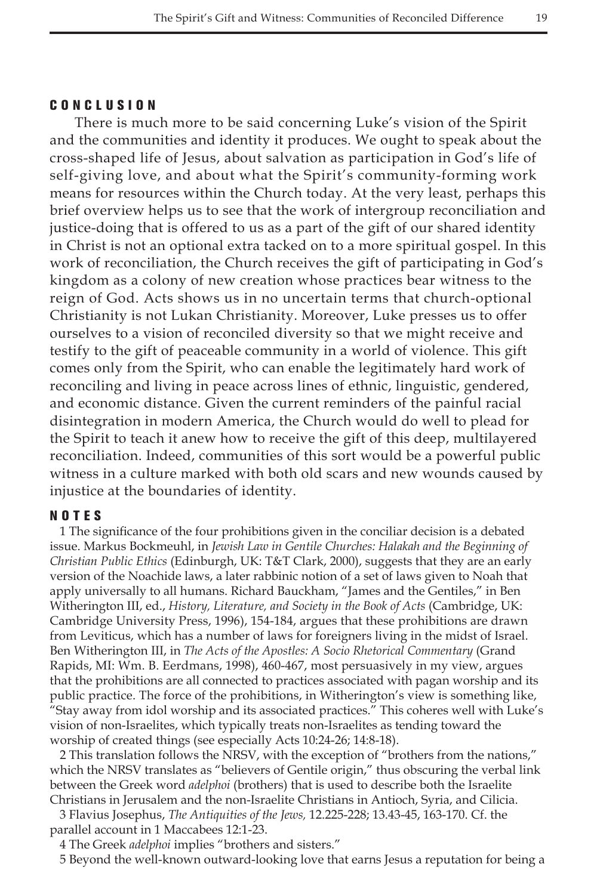## CONCLUSION

There is much more to be said concerning Luke's vision of the Spirit and the communities and identity it produces. We ought to speak about the cross-shaped life of Jesus, about salvation as participation in God's life of self-giving love, and about what the Spirit's community-forming work means for resources within the Church today. At the very least, perhaps this brief overview helps us to see that the work of intergroup reconciliation and justice-doing that is offered to us as a part of the gift of our shared identity in Christ is not an optional extra tacked on to a more spiritual gospel. In this work of reconciliation, the Church receives the gift of participating in God's kingdom as a colony of new creation whose practices bear witness to the reign of God. Acts shows us in no uncertain terms that church-optional Christianity is not Lukan Christianity. Moreover, Luke presses us to offer ourselves to a vision of reconciled diversity so that we might receive and testify to the gift of peaceable community in a world of violence. This gift comes only from the Spirit, who can enable the legitimately hard work of reconciling and living in peace across lines of ethnic, linguistic, gendered, and economic distance. Given the current reminders of the painful racial disintegration in modern America, the Church would do well to plead for the Spirit to teach it anew how to receive the gift of this deep, multilayered reconciliation. Indeed, communities of this sort would be a powerful public witness in a culture marked with both old scars and new wounds caused by injustice at the boundaries of identity.

## NOTES

1 The significance of the four prohibitions given in the conciliar decision is a debated issue. Markus Bockmeuhl, in *Jewish Law in Gentile Churches: Halakah and the Beginning of Christian Public Ethics* (Edinburgh, UK: T&T Clark, 2000), suggests that they are an early version of the Noachide laws, a later rabbinic notion of a set of laws given to Noah that apply universally to all humans. Richard Bauckham, "James and the Gentiles," in Ben Witherington III, ed., *History, Literature, and Society in the Book of Acts* (Cambridge, UK: Cambridge University Press, 1996), 154-184, argues that these prohibitions are drawn from Leviticus, which has a number of laws for foreigners living in the midst of Israel. Ben Witherington III, in *The Acts of the Apostles: A Socio Rhetorical Commentary* (Grand Rapids, MI: Wm. B. Eerdmans, 1998), 460-467, most persuasively in my view, argues that the prohibitions are all connected to practices associated with pagan worship and its public practice. The force of the prohibitions, in Witherington's view is something like, "Stay away from idol worship and its associated practices." This coheres well with Luke's vision of non-Israelites, which typically treats non-Israelites as tending toward the worship of created things (see especially Acts 10:24-26; 14:8-18).

2 This translation follows the NRSV, with the exception of "brothers from the nations," which the NRSV translates as "believers of Gentile origin," thus obscuring the verbal link between the Greek word *adelphoi* (brothers) that is used to describe both the Israelite Christians in Jerusalem and the non-Israelite Christians in Antioch, Syria, and Cilicia.

3 Flavius Josephus, *The Antiquities of the Jews,* 12.225-228; 13.43-45, 163-170. Cf. the parallel account in 1 Maccabees 12:1-23.

4 The Greek *adelphoi* implies "brothers and sisters."

5 Beyond the well-known outward-looking love that earns Jesus a reputation for being a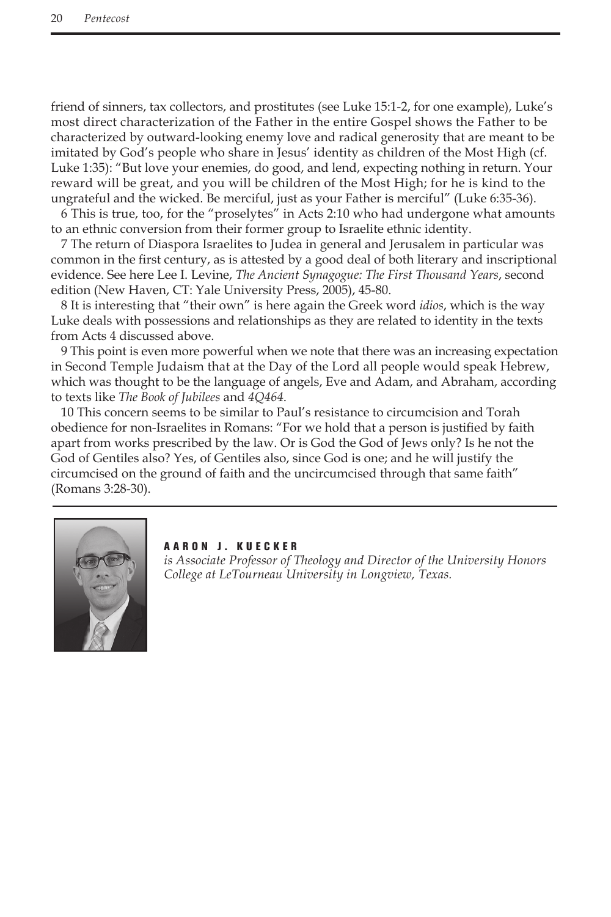friend of sinners, tax collectors, and prostitutes (see Luke 15:1-2, for one example), Luke's most direct characterization of the Father in the entire Gospel shows the Father to be characterized by outward-looking enemy love and radical generosity that are meant to be imitated by God's people who share in Jesus' identity as children of the Most High (cf. Luke 1:35): "But love your enemies, do good, and lend, expecting nothing in return. Your reward will be great, and you will be children of the Most High; for he is kind to the ungrateful and the wicked. Be merciful, just as your Father is merciful" (Luke 6:35-36).

6 This is true, too, for the "proselytes" in Acts 2:10 who had undergone what amounts to an ethnic conversion from their former group to Israelite ethnic identity.

7 The return of Diaspora Israelites to Judea in general and Jerusalem in particular was common in the first century, as is attested by a good deal of both literary and inscriptional evidence. See here Lee I. Levine, *The Ancient Synagogue: The First Thousand Years*, second edition (New Haven, CT: Yale University Press, 2005), 45-80.

8 It is interesting that "their own" is here again the Greek word *idios*, which is the way Luke deals with possessions and relationships as they are related to identity in the texts from Acts 4 discussed above.

9 This point is even more powerful when we note that there was an increasing expectation in Second Temple Judaism that at the Day of the Lord all people would speak Hebrew, which was thought to be the language of angels, Eve and Adam, and Abraham, according to texts like *The Book of Jubilees* and *4Q464*.

10 This concern seems to be similar to Paul's resistance to circumcision and Torah obedience for non-Israelites in Romans: "For we hold that a person is justified by faith apart from works prescribed by the law. Or is God the God of Jews only? Is he not the God of Gentiles also? Yes, of Gentiles also, since God is one; and he will justify the circumcised on the ground of faith and the uncircumcised through that same faith" (Romans 3:28-30).

---

**AARON J. KUECKER**
*is Associate Professor of Theology and Director of the University Honors College at LeTourneau University in Longview, Texas.*